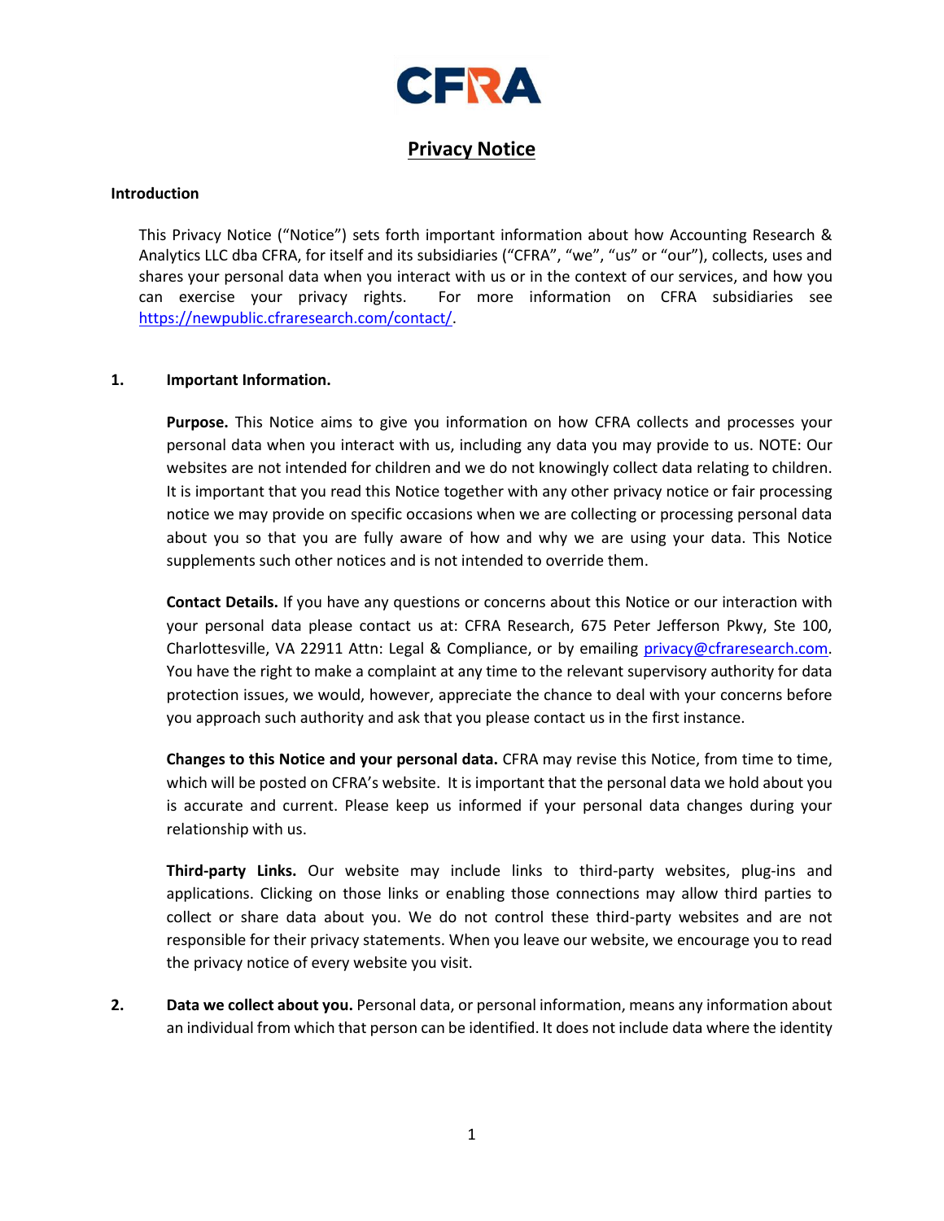CFRA

# Privacy Notice

## Introduction

This Privacy Notice ("Notice") sets forth important information about how Accounting Research & Analytics LLC dba CFRA, for itself and its subsidiaries ("CFRA", "we", "us" or "our"), collects, uses and shares your personal data when you interact with us or in the context of our services, and how you can exercise your privacy rights. For more information on CFRA subsidiaries see https://newpublic.cfraresearch.com/contact/.

**1. Important Information.**

**Purpose.** This Notice aims to give you information on how CFRA collects and processes your personal data when you interact with us, including any data you may provide to us. NOTE: Our websites are not intended for children and we do not knowingly collect data relating to children. It is important that you read this Notice together with any other privacy notice or fair processing notice we may provide on specific occasions when we are collecting or processing personal data about you so that you are fully aware of how and why we are using your data. This Notice supplements such other notices and is not intended to override them.

**Contact Details.** If you have any questions or concerns about this Notice or our interaction with your personal data please contact us at: CFRA Research, 675 Peter Jefferson Pkwy, Ste 100, Charlottesville, VA 22911 Attn: Legal & Compliance, or by emailing privacy@cfraresearch.com. You have the right to make a complaint at any time to the relevant supervisory authority for data protection issues, we would, however, appreciate the chance to deal with your concerns before you approach such authority and ask that you please contact us in the first instance.

**Changes to this Notice and your personal data.** CFRA may revise this Notice, from time to time, which will be posted on CFRA's website. It is important that the personal data we hold about you is accurate and current. Please keep us informed if your personal data changes during your relationship with us.

**Third-party Links.** Our website may include links to third-party websites, plug-ins and applications. Clicking on those links or enabling those connections may allow third parties to collect or share data about you. We do not control these third-party websites and are not responsible for their privacy statements. When you leave our website, we encourage you to read the privacy notice of every website you visit.

**2. Data we collect about you.** Personal data, or personal information, means any information about an individual from which that person can be identified. It does not include data where the identity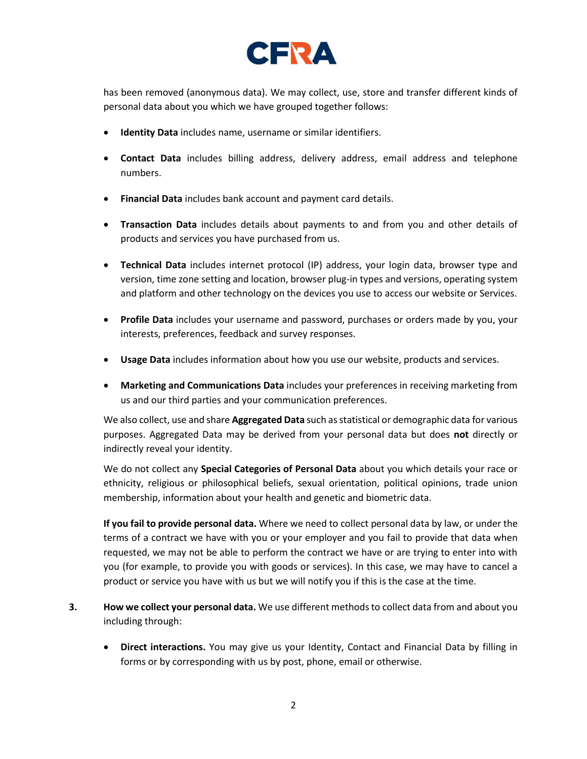has been removed (anonymous data). We may collect, use, store and transfer different kinds of personal data about you which we have grouped together follows:

- **Identity Data** includes name, username or similar identifiers.
- **Contact Data** includes billing address, delivery address, email address and telephone numbers.
- **Financial Data** includes bank account and payment card details.
- **Transaction Data** includes details about payments to and from you and other details of products and services you have purchased from us.
- **Technical Data** includes internet protocol (IP) address, your login data, browser type and version, time zone setting and location, browser plug-in types and versions, operating system and platform and other technology on the devices you use to access our website or Services.
- **Profile Data** includes your username and password, purchases or orders made by you, your interests, preferences, feedback and survey responses.
- **Usage Data** includes information about how you use our website, products and services.
- **Marketing and Communications Data** includes your preferences in receiving marketing from us and our third parties and your communication preferences.

We also collect, use and share **Aggregated Data** such as statistical or demographic data for various purposes. Aggregated Data may be derived from your personal data but does **not** directly or indirectly reveal your identity.

We do not collect any **Special Categories of Personal Data** about you which details your race or ethnicity, religious or philosophical beliefs, sexual orientation, political opinions, trade union membership, information about your health and genetic and biometric data.

**If you fail to provide personal data.** Where we need to collect personal data by law, or under the terms of a contract we have with you or your employer and you fail to provide that data when requested, we may not be able to perform the contract we have or are trying to enter into with you (for example, to provide you with goods or services). In this case, we may have to cancel a product or service you have with us but we will notify you if this is the case at the time.

3. **How we collect your personal data.** We use different methods to collect data from and about you including through:

- **Direct interactions.** You may give us your Identity, Contact and Financial Data by filling in forms or by corresponding with us by post, phone, email or otherwise.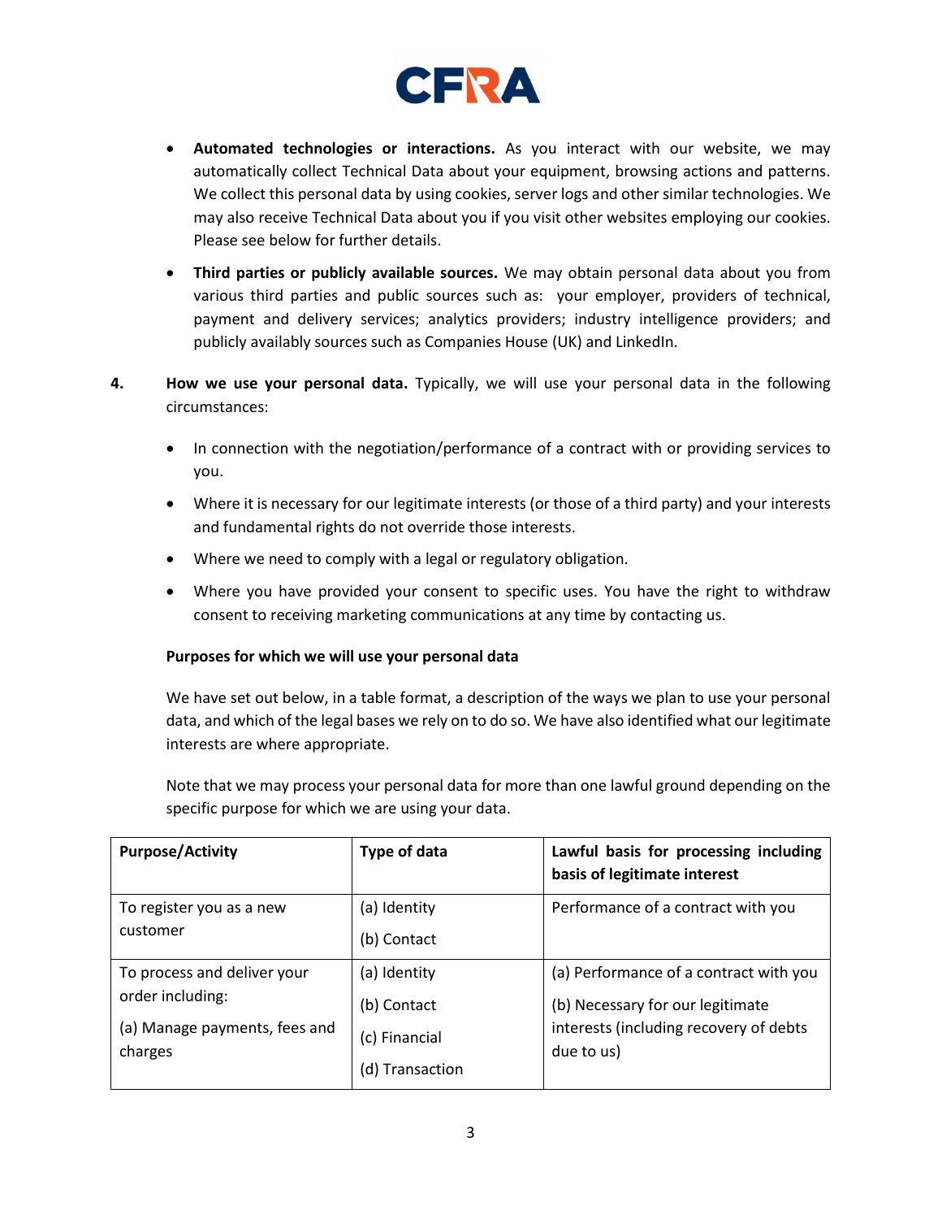- **Automated technologies or interactions.** As you interact with our website, we may automatically collect Technical Data about your equipment, browsing actions and patterns. We collect this personal data by using cookies, server logs and other similar technologies. We may also receive Technical Data about you if you visit other websites employing our cookies. Please see below for further details.

- **Third parties or publicly available sources.** We may obtain personal data about you from various third parties and public sources such as: your employer, providers of technical, payment and delivery services; analytics providers; industry intelligence providers; and publicly availably sources such as Companies House (UK) and LinkedIn.

**4.** **How we use your personal data.** Typically, we will use your personal data in the following circumstances:

- In connection with the negotiation/performance of a contract with or providing services to you.
- Where it is necessary for our legitimate interests (or those of a third party) and your interests and fundamental rights do not override those interests.
- Where we need to comply with a legal or regulatory obligation.
- Where you have provided your consent to specific uses. You have the right to withdraw consent to receiving marketing communications at any time by contacting us.

**Purposes for which we will use your personal data**

We have set out below, in a table format, a description of the ways we plan to use your personal data, and which of the legal bases we rely on to do so. We have also identified what our legitimate interests are where appropriate.

Note that we may process your personal data for more than one lawful ground depending on the specific purpose for which we are using your data.

| Purpose/Activity | Type of data | Lawful basis for processing including basis of legitimate interest |
|---|---|---|
| To register you as a new customer | (a) Identity<br>(b) Contact | Performance of a contract with you |
| To process and deliver your order including:<br>(a) Manage payments, fees and charges | (a) Identity<br>(b) Contact<br>(c) Financial<br>(d) Transaction | (a) Performance of a contract with you<br>(b) Necessary for our legitimate interests (including recovery of debts due to us) |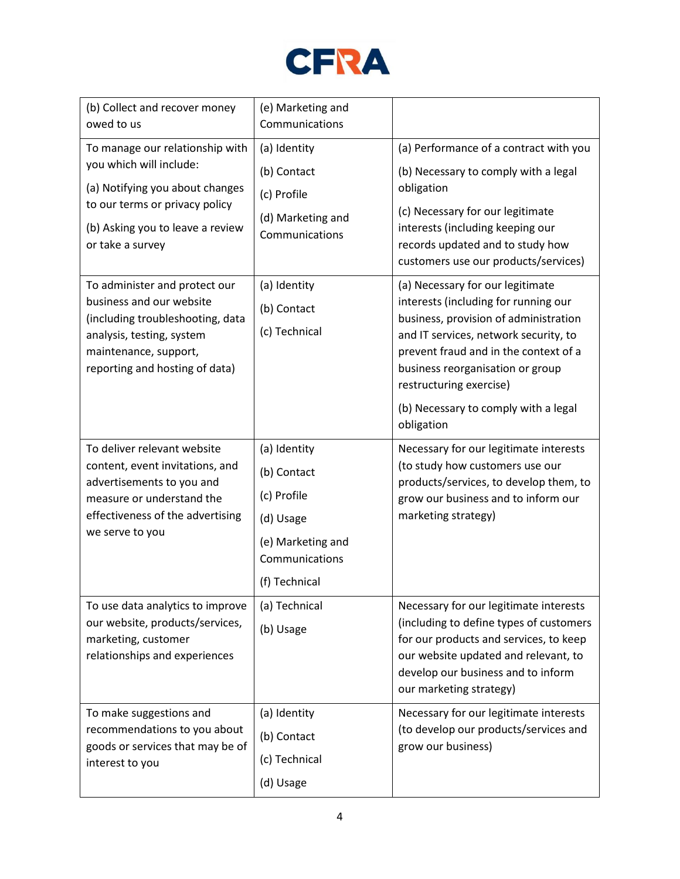| | | |
|---|---|---|
| (b) Collect and recover money owed to us | (e) Marketing and Communications | |
| To manage our relationship with you which will include:<br><br>(a) Notifying you about changes to our terms or privacy policy<br><br>(b) Asking you to leave a review or take a survey | (a) Identity<br><br>(b) Contact<br><br>(c) Profile<br><br>(d) Marketing and Communications | (a) Performance of a contract with you<br><br>(b) Necessary to comply with a legal obligation<br><br>(c) Necessary for our legitimate interests (including keeping our records updated and to study how customers use our products/services) |
| To administer and protect our business and our website (including troubleshooting, data analysis, testing, system maintenance, support, reporting and hosting of data) | (a) Identity<br><br>(b) Contact<br><br>(c) Technical | (a) Necessary for our legitimate interests (including for running our business, provision of administration and IT services, network security, to prevent fraud and in the context of a business reorganisation or group restructuring exercise)<br><br>(b) Necessary to comply with a legal obligation |
| To deliver relevant website content, event invitations, and advertisements to you and measure or understand the effectiveness of the advertising we serve to you | (a) Identity<br><br>(b) Contact<br><br>(c) Profile<br><br>(d) Usage<br><br>(e) Marketing and Communications<br><br>(f) Technical | Necessary for our legitimate interests (to study how customers use our products/services, to develop them, to grow our business and to inform our marketing strategy) |
| To use data analytics to improve our website, products/services, marketing, customer relationships and experiences | (a) Technical<br><br>(b) Usage | Necessary for our legitimate interests (including to define types of customers for our products and services, to keep our website updated and relevant, to develop our business and to inform our marketing strategy) |
| To make suggestions and recommendations to you about goods or services that may be of interest to you | (a) Identity<br><br>(b) Contact<br><br>(c) Technical<br><br>(d) Usage | Necessary for our legitimate interests (to develop our products/services and grow our business) |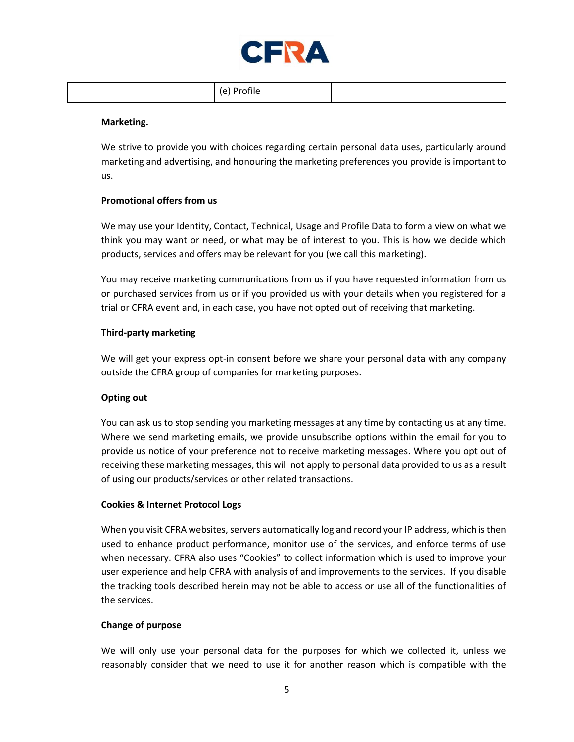| | (e) Profile | |
|---|---|---|

**Marketing.**

We strive to provide you with choices regarding certain personal data uses, particularly around marketing and advertising, and honouring the marketing preferences you provide is important to us.

**Promotional offers from us**

We may use your Identity, Contact, Technical, Usage and Profile Data to form a view on what we think you may want or need, or what may be of interest to you. This is how we decide which products, services and offers may be relevant for you (we call this marketing).

You may receive marketing communications from us if you have requested information from us or purchased services from us or if you provided us with your details when you registered for a trial or CFRA event and, in each case, you have not opted out of receiving that marketing.

**Third-party marketing**

We will get your express opt-in consent before we share your personal data with any company outside the CFRA group of companies for marketing purposes.

**Opting out**

You can ask us to stop sending you marketing messages at any time by contacting us at any time. Where we send marketing emails, we provide unsubscribe options within the email for you to provide us notice of your preference not to receive marketing messages. Where you opt out of receiving these marketing messages, this will not apply to personal data provided to us as a result of using our products/services or other related transactions.

**Cookies & Internet Protocol Logs**

When you visit CFRA websites, servers automatically log and record your IP address, which is then used to enhance product performance, monitor use of the services, and enforce terms of use when necessary. CFRA also uses "Cookies" to collect information which is used to improve your user experience and help CFRA with analysis of and improvements to the services. If you disable the tracking tools described herein may not be able to access or use all of the functionalities of the services.

**Change of purpose**

We will only use your personal data for the purposes for which we collected it, unless we reasonably consider that we need to use it for another reason which is compatible with the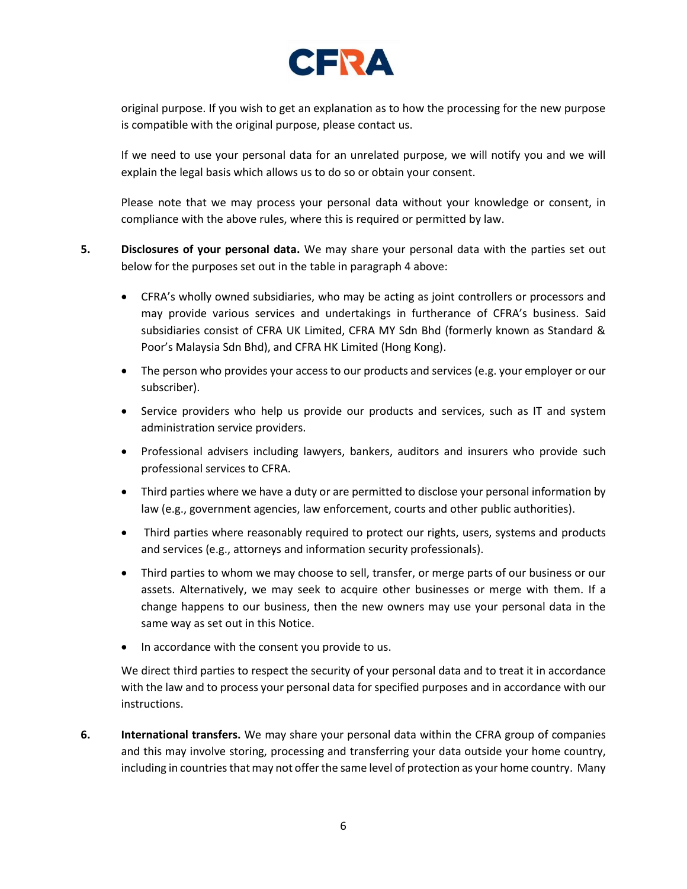original purpose. If you wish to get an explanation as to how the processing for the new purpose is compatible with the original purpose, please contact us.

If we need to use your personal data for an unrelated purpose, we will notify you and we will explain the legal basis which allows us to do so or obtain your consent.

Please note that we may process your personal data without your knowledge or consent, in compliance with the above rules, where this is required or permitted by law.

5. **Disclosures of your personal data.** We may share your personal data with the parties set out below for the purposes set out in the table in paragraph 4 above:

- CFRA's wholly owned subsidiaries, who may be acting as joint controllers or processors and may provide various services and undertakings in furtherance of CFRA's business. Said subsidiaries consist of CFRA UK Limited, CFRA MY Sdn Bhd (formerly known as Standard & Poor's Malaysia Sdn Bhd), and CFRA HK Limited (Hong Kong).
- The person who provides your access to our products and services (e.g. your employer or our subscriber).
- Service providers who help us provide our products and services, such as IT and system administration service providers.
- Professional advisers including lawyers, bankers, auditors and insurers who provide such professional services to CFRA.
- Third parties where we have a duty or are permitted to disclose your personal information by law (e.g., government agencies, law enforcement, courts and other public authorities).
- Third parties where reasonably required to protect our rights, users, systems and products and services (e.g., attorneys and information security professionals).
- Third parties to whom we may choose to sell, transfer, or merge parts of our business or our assets. Alternatively, we may seek to acquire other businesses or merge with them. If a change happens to our business, then the new owners may use your personal data in the same way as set out in this Notice.
- In accordance with the consent you provide to us.

We direct third parties to respect the security of your personal data and to treat it in accordance with the law and to process your personal data for specified purposes and in accordance with our instructions.

6. **International transfers.** We may share your personal data within the CFRA group of companies and this may involve storing, processing and transferring your data outside your home country, including in countries that may not offer the same level of protection as your home country. Many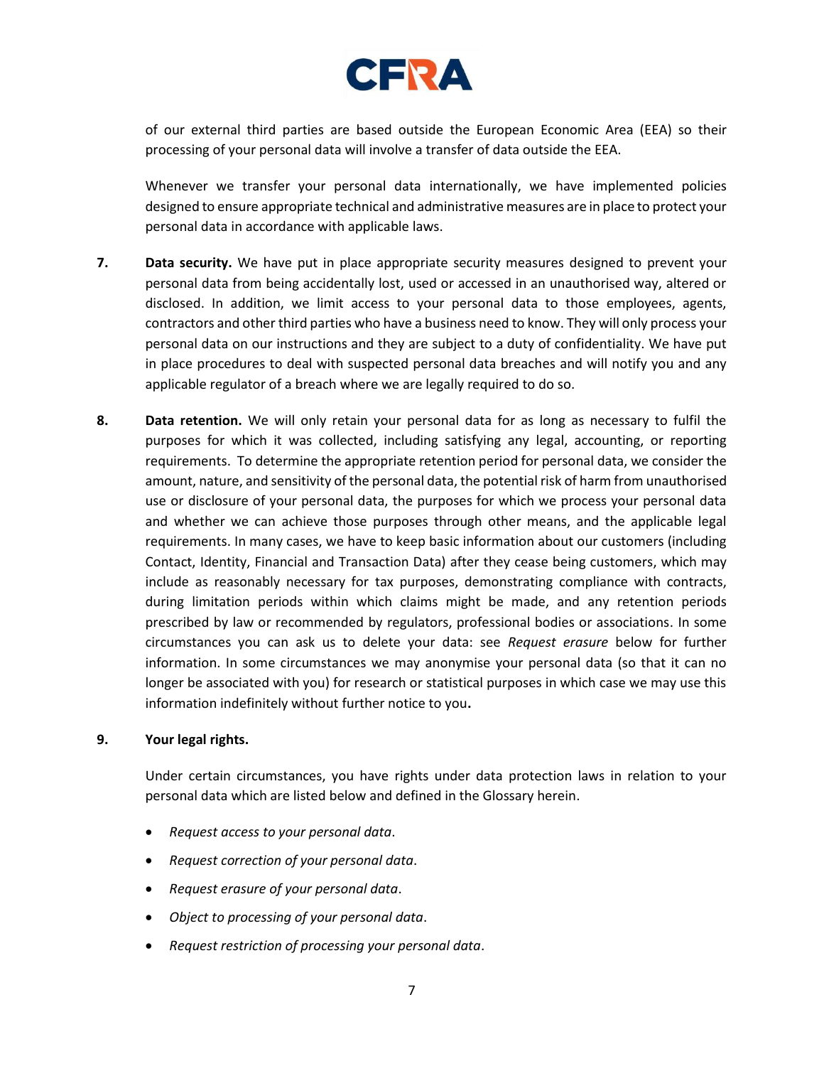of our external third parties are based outside the European Economic Area (EEA) so their processing of your personal data will involve a transfer of data outside the EEA.

Whenever we transfer your personal data internationally, we have implemented policies designed to ensure appropriate technical and administrative measures are in place to protect your personal data in accordance with applicable laws.

7. **Data security.** We have put in place appropriate security measures designed to prevent your personal data from being accidentally lost, used or accessed in an unauthorised way, altered or disclosed. In addition, we limit access to your personal data to those employees, agents, contractors and other third parties who have a business need to know. They will only process your personal data on our instructions and they are subject to a duty of confidentiality. We have put in place procedures to deal with suspected personal data breaches and will notify you and any applicable regulator of a breach where we are legally required to do so.

8. **Data retention.** We will only retain your personal data for as long as necessary to fulfil the purposes for which it was collected, including satisfying any legal, accounting, or reporting requirements. To determine the appropriate retention period for personal data, we consider the amount, nature, and sensitivity of the personal data, the potential risk of harm from unauthorised use or disclosure of your personal data, the purposes for which we process your personal data and whether we can achieve those purposes through other means, and the applicable legal requirements. In many cases, we have to keep basic information about our customers (including Contact, Identity, Financial and Transaction Data) after they cease being customers, which may include as reasonably necessary for tax purposes, demonstrating compliance with contracts, during limitation periods within which claims might be made, and any retention periods prescribed by law or recommended by regulators, professional bodies or associations. In some circumstances you can ask us to delete your data: see *Request erasure* below for further information. In some circumstances we may anonymise your personal data (so that it can no longer be associated with you) for research or statistical purposes in which case we may use this information indefinitely without further notice to you.

9. **Your legal rights.**

Under certain circumstances, you have rights under data protection laws in relation to your personal data which are listed below and defined in the Glossary herein.

- *Request access to your personal data*.
- *Request correction of your personal data*.
- *Request erasure of your personal data*.
- *Object to processing of your personal data*.
- *Request restriction of processing your personal data*.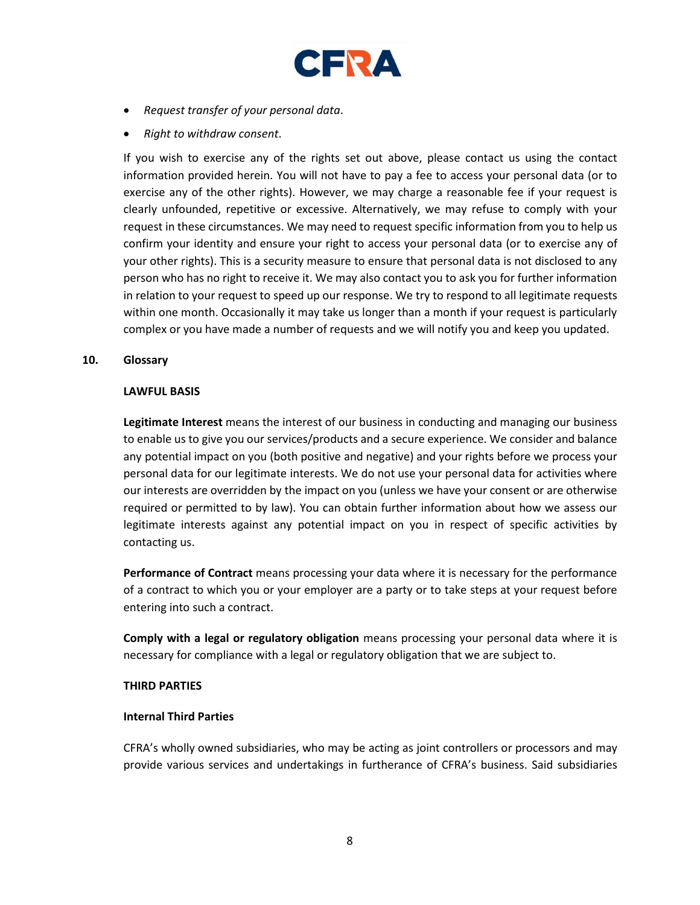- *Request transfer of your personal data*.
- *Right to withdraw consent*.

If you wish to exercise any of the rights set out above, please contact us using the contact information provided herein. You will not have to pay a fee to access your personal data (or to exercise any of the other rights). However, we may charge a reasonable fee if your request is clearly unfounded, repetitive or excessive. Alternatively, we may refuse to comply with your request in these circumstances. We may need to request specific information from you to help us confirm your identity and ensure your right to access your personal data (or to exercise any of your other rights). This is a security measure to ensure that personal data is not disclosed to any person who has no right to receive it. We may also contact you to ask you for further information in relation to your request to speed up our response. We try to respond to all legitimate requests within one month. Occasionally it may take us longer than a month if your request is particularly complex or you have made a number of requests and we will notify you and keep you updated.

## 10. Glossary

**LAWFUL BASIS**

**Legitimate Interest** means the interest of our business in conducting and managing our business to enable us to give you our services/products and a secure experience. We consider and balance any potential impact on you (both positive and negative) and your rights before we process your personal data for our legitimate interests. We do not use your personal data for activities where our interests are overridden by the impact on you (unless we have your consent or are otherwise required or permitted to by law). You can obtain further information about how we assess our legitimate interests against any potential impact on you in respect of specific activities by contacting us.

**Performance of Contract** means processing your data where it is necessary for the performance of a contract to which you or your employer are a party or to take steps at your request before entering into such a contract.

**Comply with a legal or regulatory obligation** means processing your personal data where it is necessary for compliance with a legal or regulatory obligation that we are subject to.

**THIRD PARTIES**

**Internal Third Parties**

CFRA's wholly owned subsidiaries, who may be acting as joint controllers or processors and may provide various services and undertakings in furtherance of CFRA's business. Said subsidiaries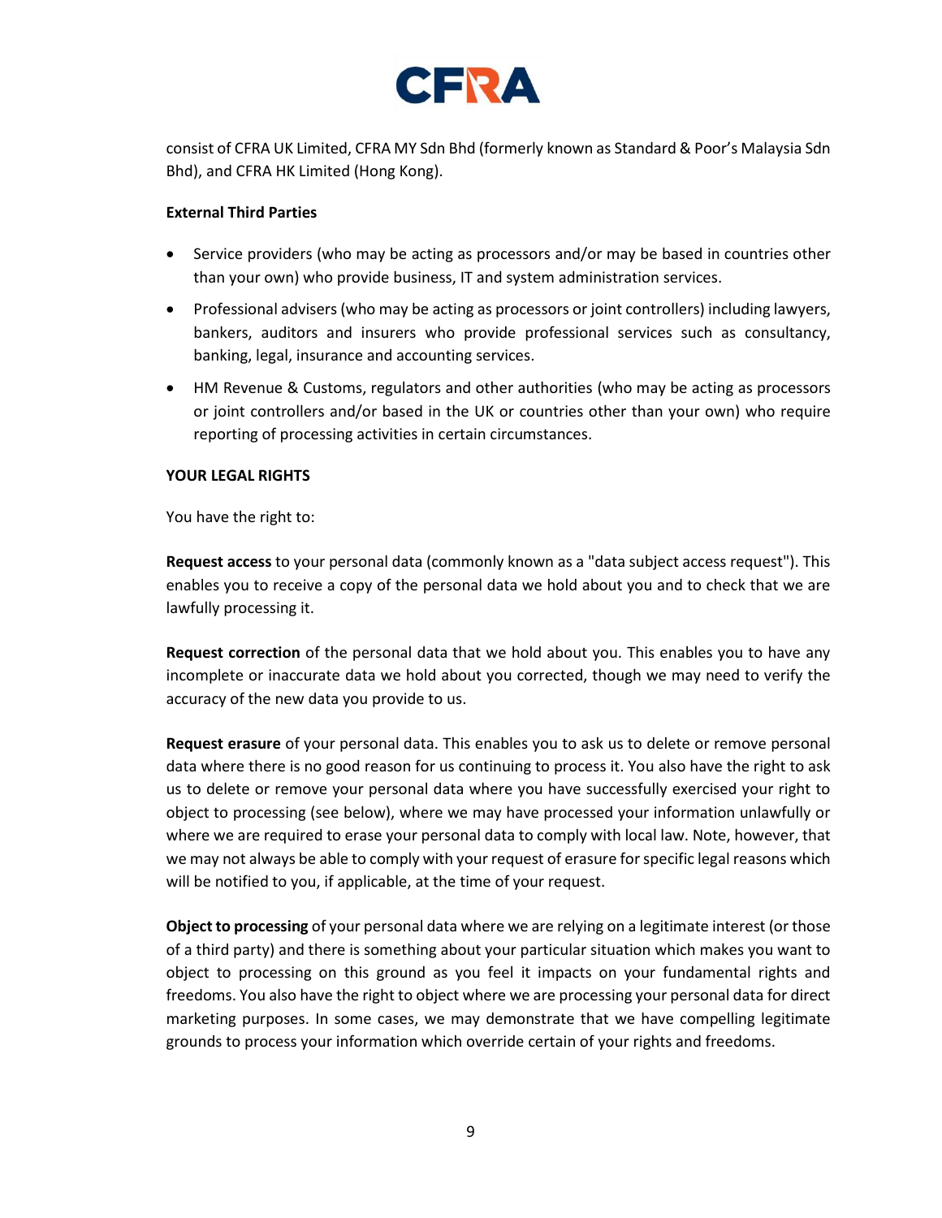consist of CFRA UK Limited, CFRA MY Sdn Bhd (formerly known as Standard & Poor's Malaysia Sdn Bhd), and CFRA HK Limited (Hong Kong).

**External Third Parties**

- Service providers (who may be acting as processors and/or may be based in countries other than your own) who provide business, IT and system administration services.
- Professional advisers (who may be acting as processors or joint controllers) including lawyers, bankers, auditors and insurers who provide professional services such as consultancy, banking, legal, insurance and accounting services.
- HM Revenue & Customs, regulators and other authorities (who may be acting as processors or joint controllers and/or based in the UK or countries other than your own) who require reporting of processing activities in certain circumstances.

**YOUR LEGAL RIGHTS**

You have the right to:

**Request access** to your personal data (commonly known as a "data subject access request"). This enables you to receive a copy of the personal data we hold about you and to check that we are lawfully processing it.

**Request correction** of the personal data that we hold about you. This enables you to have any incomplete or inaccurate data we hold about you corrected, though we may need to verify the accuracy of the new data you provide to us.

**Request erasure** of your personal data. This enables you to ask us to delete or remove personal data where there is no good reason for us continuing to process it. You also have the right to ask us to delete or remove your personal data where you have successfully exercised your right to object to processing (see below), where we may have processed your information unlawfully or where we are required to erase your personal data to comply with local law. Note, however, that we may not always be able to comply with your request of erasure for specific legal reasons which will be notified to you, if applicable, at the time of your request.

**Object to processing** of your personal data where we are relying on a legitimate interest (or those of a third party) and there is something about your particular situation which makes you want to object to processing on this ground as you feel it impacts on your fundamental rights and freedoms. You also have the right to object where we are processing your personal data for direct marketing purposes. In some cases, we may demonstrate that we have compelling legitimate grounds to process your information which override certain of your rights and freedoms.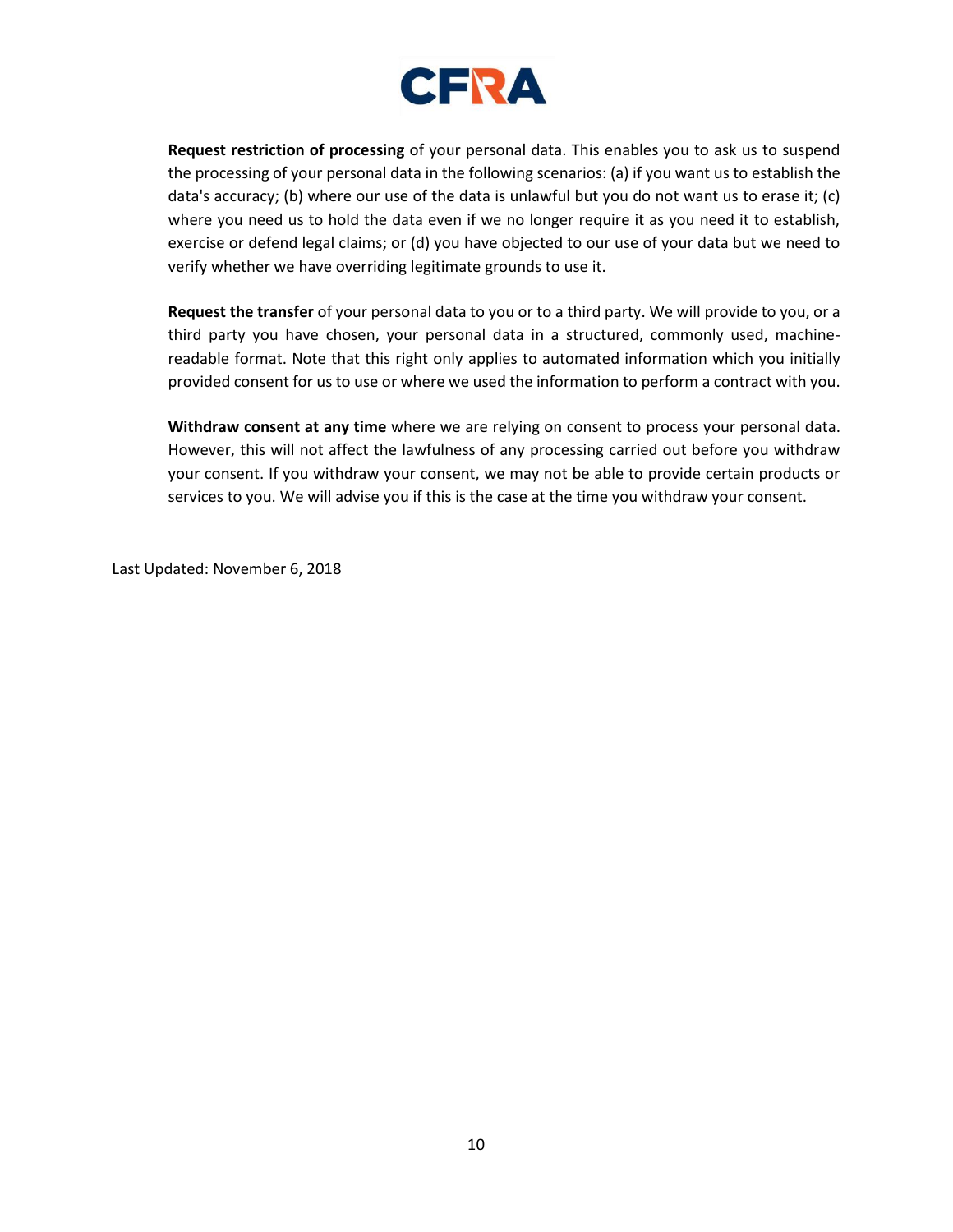**Request restriction of processing** of your personal data. This enables you to ask us to suspend the processing of your personal data in the following scenarios: (a) if you want us to establish the data's accuracy; (b) where our use of the data is unlawful but you do not want us to erase it; (c) where you need us to hold the data even if we no longer require it as you need it to establish, exercise or defend legal claims; or (d) you have objected to our use of your data but we need to verify whether we have overriding legitimate grounds to use it.

**Request the transfer** of your personal data to you or to a third party. We will provide to you, or a third party you have chosen, your personal data in a structured, commonly used, machine-readable format. Note that this right only applies to automated information which you initially provided consent for us to use or where we used the information to perform a contract with you.

**Withdraw consent at any time** where we are relying on consent to process your personal data. However, this will not affect the lawfulness of any processing carried out before you withdraw your consent. If you withdraw your consent, we may not be able to provide certain products or services to you. We will advise you if this is the case at the time you withdraw your consent.

Last Updated: November 6, 2018